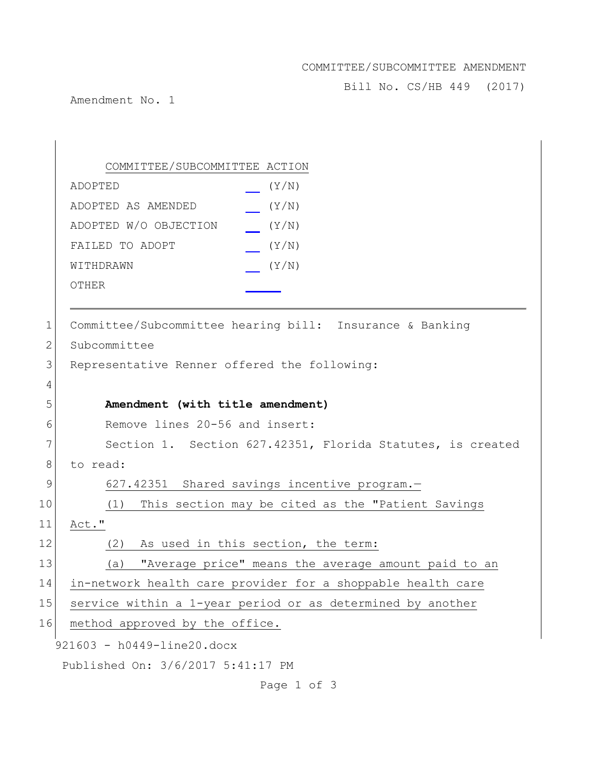COMMITTEE/SUBCOMMITTEE AMENDMENT

Bill No. CS/HB 449 (2017)

Amendment No. 1

COMMITTEE/SUBCOMMITTEE ACTION

| | |
|---|---|
| ADOPTED | __ (Y/N) |
| ADOPTED AS AMENDED | __ (Y/N) |
| ADOPTED W/O OBJECTION | __ (Y/N) |
| FAILED TO ADOPT | __ (Y/N) |
| WITHDRAWN | __ (Y/N) |
| OTHER | ____ |

---

1 Committee/Subcommittee hearing bill: Insurance & Banking
2 Subcommittee
3 Representative Renner offered the following:
4
5 **Amendment (with title amendment)**
6 Remove lines 20-56 and insert:
7 Section 1. Section 627.42351, Florida Statutes, is created
8 to read:
9 627.42351 Shared savings incentive program.—
10 (1) This section may be cited as the "Patient Savings
11 Act."
12 (2) As used in this section, the term:
13 (a) "Average price" means the average amount paid to an
14 in-network health care provider for a shoppable health care
15 service within a 1-year period or as determined by another
16 method approved by the office.

921603 - h0449-line20.docx

Published On: 3/6/2017 5:41:17 PM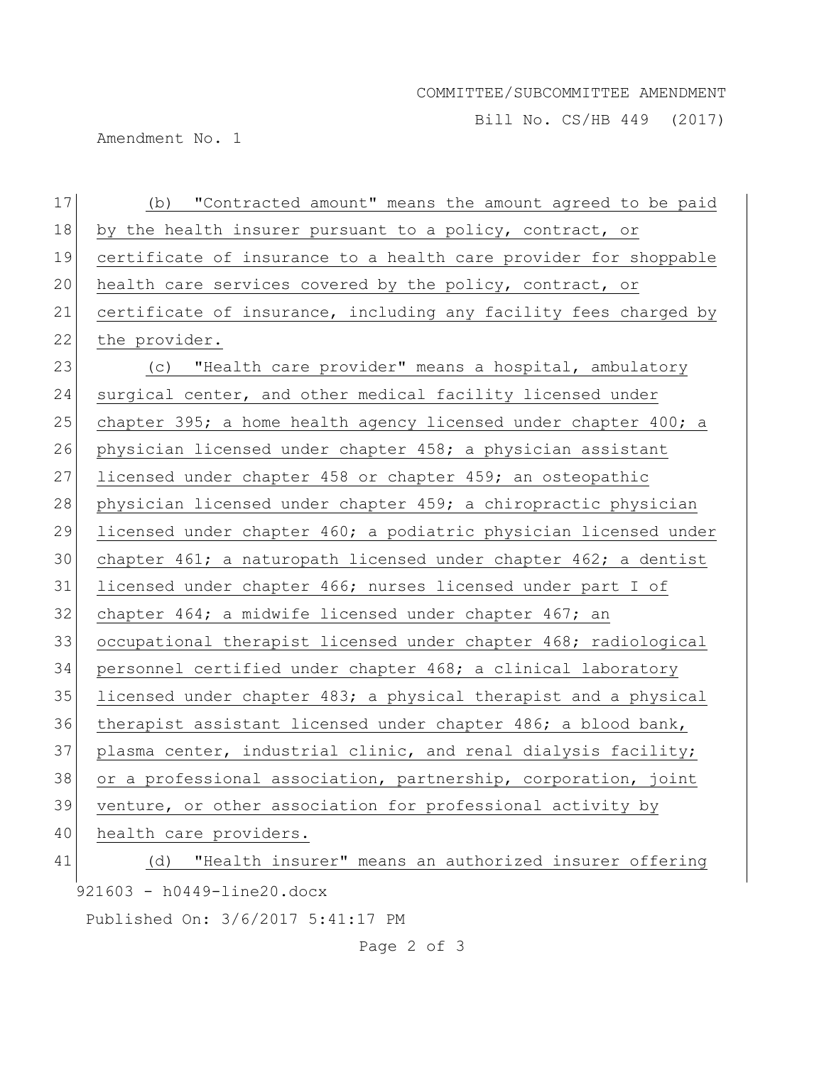(b) "Contracted amount" means the amount agreed to be paid by the health insurer pursuant to a policy, contract, or certificate of insurance to a health care provider for shoppable health care services covered by the policy, contract, or certificate of insurance, including any facility fees charged by the provider.

(c) "Health care provider" means a hospital, ambulatory surgical center, and other medical facility licensed under chapter 395; a home health agency licensed under chapter 400; a physician licensed under chapter 458; a physician assistant licensed under chapter 458 or chapter 459; an osteopathic physician licensed under chapter 459; a chiropractic physician licensed under chapter 460; a podiatric physician licensed under chapter 461; a naturopath licensed under chapter 462; a dentist licensed under chapter 466; nurses licensed under part I of chapter 464; a midwife licensed under chapter 467; an occupational therapist licensed under chapter 468; radiological personnel certified under chapter 468; a clinical laboratory licensed under chapter 483; a physical therapist and a physical therapist assistant licensed under chapter 486; a blood bank, plasma center, industrial clinic, and renal dialysis facility; or a professional association, partnership, corporation, joint venture, or other association for professional activity by health care providers.

(d) "Health insurer" means an authorized insurer offering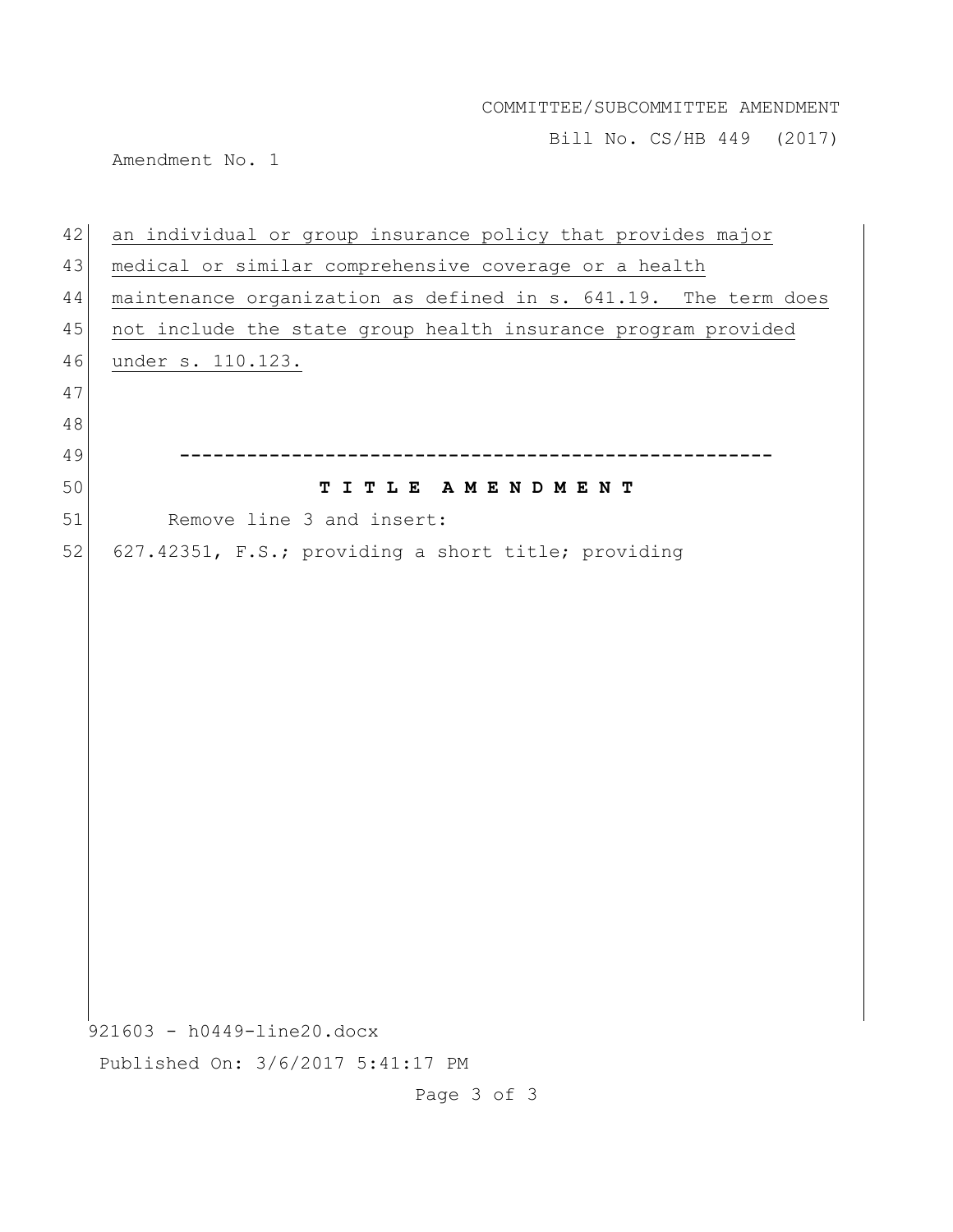an individual or group insurance policy that provides major medical or similar comprehensive coverage or a health maintenance organization as defined in s. 641.19. The term does not include the state group health insurance program provided under s. 110.123.

-----------------------------------------------------

**T I T L E A M E N D M E N T**

Remove line 3 and insert:

627.42351, F.S.; providing a short title; providing

921603 - h0449-line20.docx

Published On: 3/6/2017 5:41:17 PM